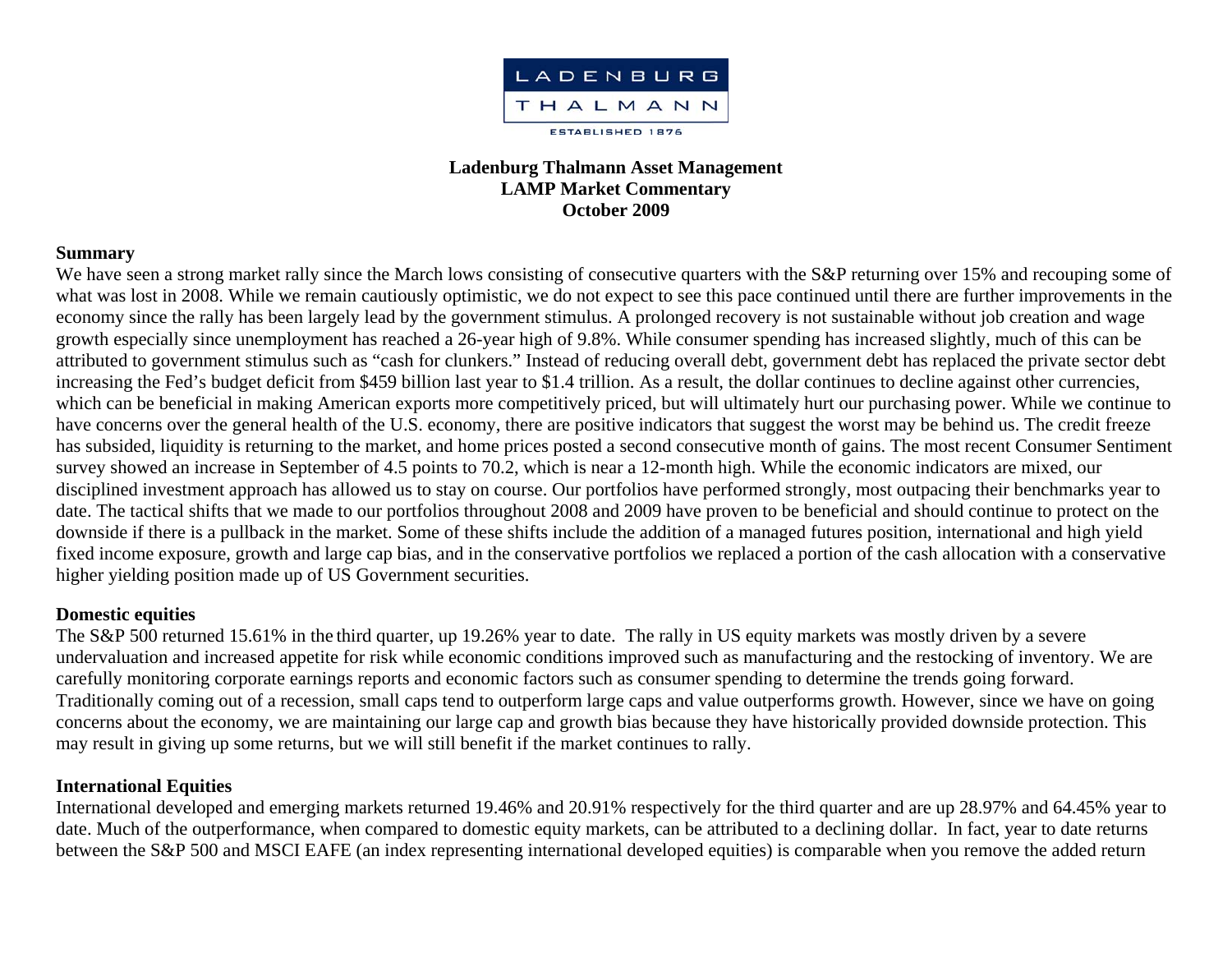LADENBURG THALMANN

ESTABLISHED 1876

**Ladenburg Thalmann Asset Management**
**LAMP Market Commentary**
**October 2009**

## Summary

We have seen a strong market rally since the March lows consisting of consecutive quarters with the S&P returning over 15% and recouping some of what was lost in 2008. While we remain cautiously optimistic, we do not expect to see this pace continued until there are further improvements in the economy since the rally has been largely lead by the government stimulus. A prolonged recovery is not sustainable without job creation and wage growth especially since unemployment has reached a 26-year high of 9.8%. While consumer spending has increased slightly, much of this can be attributed to government stimulus such as "cash for clunkers." Instead of reducing overall debt, government debt has replaced the private sector debt increasing the Fed's budget deficit from $459 billion last year to $1.4 trillion. As a result, the dollar continues to decline against other currencies, which can be beneficial in making American exports more competitively priced, but will ultimately hurt our purchasing power. While we continue to have concerns over the general health of the U.S. economy, there are positive indicators that suggest the worst may be behind us. The credit freeze has subsided, liquidity is returning to the market, and home prices posted a second consecutive month of gains. The most recent Consumer Sentiment survey showed an increase in September of 4.5 points to 70.2, which is near a 12-month high. While the economic indicators are mixed, our disciplined investment approach has allowed us to stay on course. Our portfolios have performed strongly, most outpacing their benchmarks year to date. The tactical shifts that we made to our portfolios throughout 2008 and 2009 have proven to be beneficial and should continue to protect on the downside if there is a pullback in the market. Some of these shifts include the addition of a managed futures position, international and high yield fixed income exposure, growth and large cap bias, and in the conservative portfolios we replaced a portion of the cash allocation with a conservative higher yielding position made up of US Government securities.

## Domestic equities

The S&P 500 returned 15.61% in the third quarter, up 19.26% year to date. The rally in US equity markets was mostly driven by a severe undervaluation and increased appetite for risk while economic conditions improved such as manufacturing and the restocking of inventory. We are carefully monitoring corporate earnings reports and economic factors such as consumer spending to determine the trends going forward. Traditionally coming out of a recession, small caps tend to outperform large caps and value outperforms growth. However, since we have on going concerns about the economy, we are maintaining our large cap and growth bias because they have historically provided downside protection. This may result in giving up some returns, but we will still benefit if the market continues to rally.

## International Equities

International developed and emerging markets returned 19.46% and 20.91% respectively for the third quarter and are up 28.97% and 64.45% year to date. Much of the outperformance, when compared to domestic equity markets, can be attributed to a declining dollar. In fact, year to date returns between the S&P 500 and MSCI EAFE (an index representing international developed equities) is comparable when you remove the added return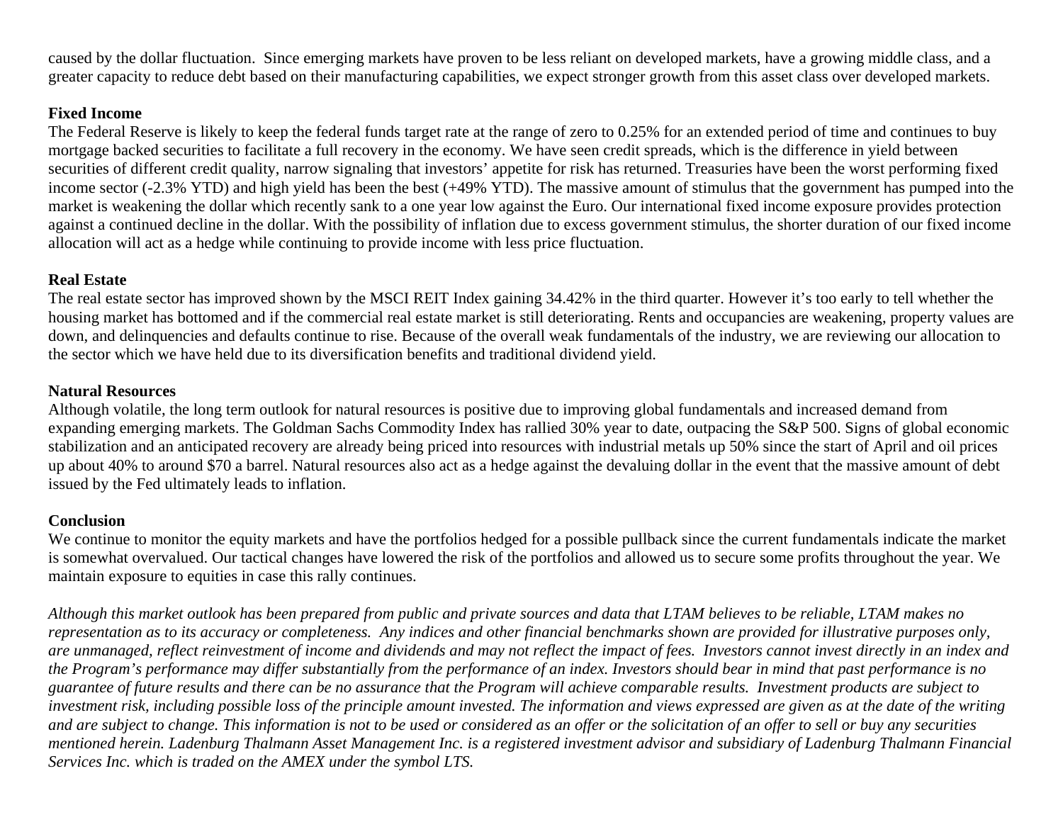caused by the dollar fluctuation. Since emerging markets have proven to be less reliant on developed markets, have a growing middle class, and a greater capacity to reduce debt based on their manufacturing capabilities, we expect stronger growth from this asset class over developed markets.

**Fixed Income**

The Federal Reserve is likely to keep the federal funds target rate at the range of zero to 0.25% for an extended period of time and continues to buy mortgage backed securities to facilitate a full recovery in the economy. We have seen credit spreads, which is the difference in yield between securities of different credit quality, narrow signaling that investors' appetite for risk has returned. Treasuries have been the worst performing fixed income sector (-2.3% YTD) and high yield has been the best (+49% YTD). The massive amount of stimulus that the government has pumped into the market is weakening the dollar which recently sank to a one year low against the Euro. Our international fixed income exposure provides protection against a continued decline in the dollar. With the possibility of inflation due to excess government stimulus, the shorter duration of our fixed income allocation will act as a hedge while continuing to provide income with less price fluctuation.

**Real Estate**

The real estate sector has improved shown by the MSCI REIT Index gaining 34.42% in the third quarter. However it's too early to tell whether the housing market has bottomed and if the commercial real estate market is still deteriorating. Rents and occupancies are weakening, property values are down, and delinquencies and defaults continue to rise. Because of the overall weak fundamentals of the industry, we are reviewing our allocation to the sector which we have held due to its diversification benefits and traditional dividend yield.

**Natural Resources**

Although volatile, the long term outlook for natural resources is positive due to improving global fundamentals and increased demand from expanding emerging markets. The Goldman Sachs Commodity Index has rallied 30% year to date, outpacing the S&P 500. Signs of global economic stabilization and an anticipated recovery are already being priced into resources with industrial metals up 50% since the start of April and oil prices up about 40% to around $70 a barrel. Natural resources also act as a hedge against the devaluing dollar in the event that the massive amount of debt issued by the Fed ultimately leads to inflation.

**Conclusion**

We continue to monitor the equity markets and have the portfolios hedged for a possible pullback since the current fundamentals indicate the market is somewhat overvalued. Our tactical changes have lowered the risk of the portfolios and allowed us to secure some profits throughout the year. We maintain exposure to equities in case this rally continues.

*Although this market outlook has been prepared from public and private sources and data that LTAM believes to be reliable, LTAM makes no representation as to its accuracy or completeness. Any indices and other financial benchmarks shown are provided for illustrative purposes only, are unmanaged, reflect reinvestment of income and dividends and may not reflect the impact of fees. Investors cannot invest directly in an index and the Program's performance may differ substantially from the performance of an index. Investors should bear in mind that past performance is no guarantee of future results and there can be no assurance that the Program will achieve comparable results. Investment products are subject to investment risk, including possible loss of the principle amount invested. The information and views expressed are given as at the date of the writing and are subject to change. This information is not to be used or considered as an offer or the solicitation of an offer to sell or buy any securities mentioned herein. Ladenburg Thalmann Asset Management Inc. is a registered investment advisor and subsidiary of Ladenburg Thalmann Financial Services Inc. which is traded on the AMEX under the symbol LTS.*